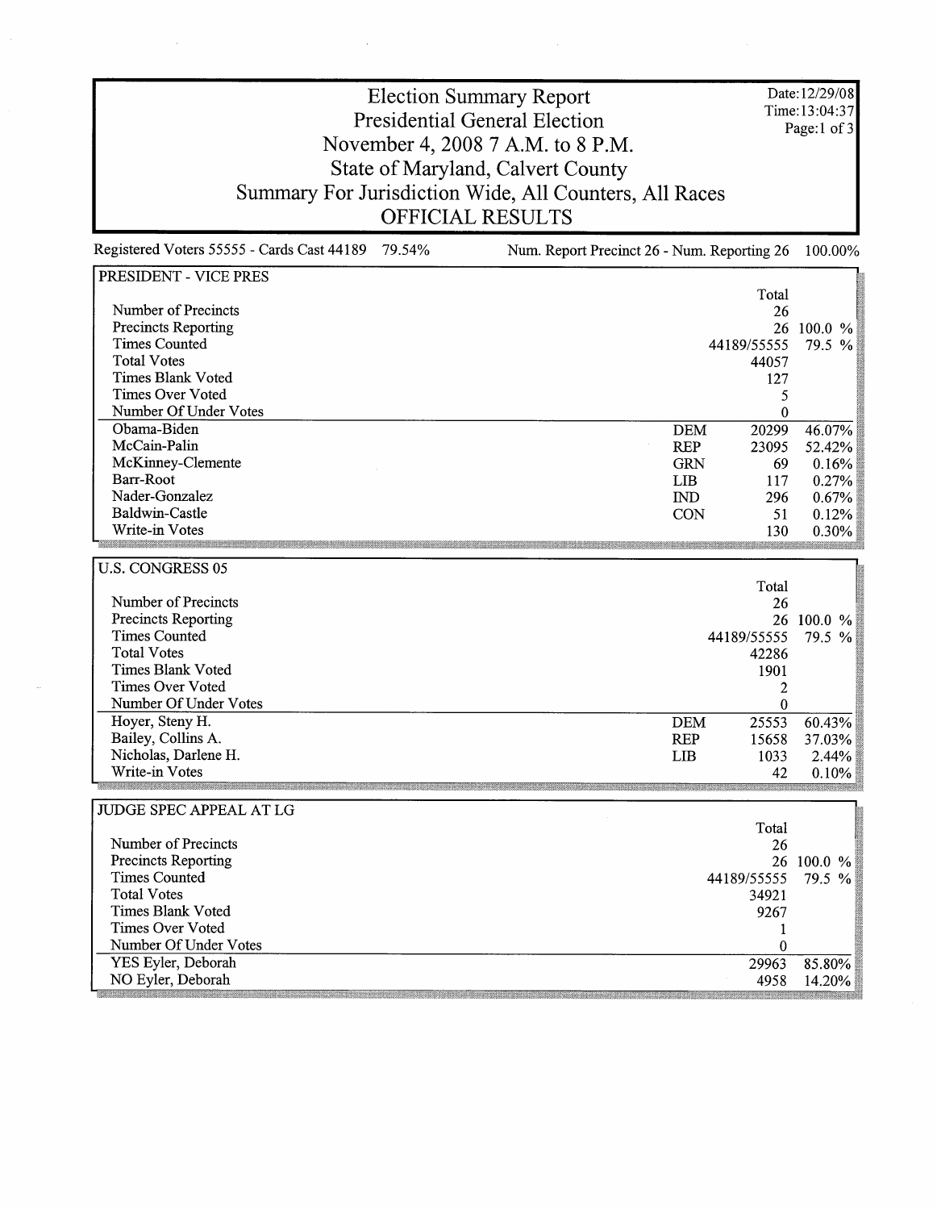# Election Summary Report

## Presidential General Election

## November 4, 2008 7 A.M. to 8 P.M.

## State of Maryland, Calvert County

## Summary For Jurisdiction Wide, All Counters, All Races

## OFFICIAL RESULTS

Date:12/29/08
Time:13:04:37

Registered Voters 55555 - Cards Cast 44189 79.54% | Num. Report Precinct 26 - Num. Reporting 26 100.00%

### PRESIDENT - VICE PRES

| | | Total | |
|---|---|---|---|
| Number of Precincts | | 26 | |
| Precincts Reporting | | 26 | 100.0 % |
| Times Counted | | 44189/55555 | 79.5 % |
| Total Votes | | 44057 | |
| Times Blank Voted | | 127 | |
| Times Over Voted | | 5 | |
| Number Of Under Votes | | 0 | |
| Obama-Biden | DEM | 20299 | 46.07% |
| McCain-Palin | REP | 23095 | 52.42% |
| McKinney-Clemente | GRN | 69 | 0.16% |
| Barr-Root | LIB | 117 | 0.27% |
| Nader-Gonzalez | IND | 296 | 0.67% |
| Baldwin-Castle | CON | 51 | 0.12% |
| Write-in Votes | | 130 | 0.30% |

### U.S. CONGRESS 05

| | | Total | |
|---|---|---|---|
| Number of Precincts | | 26 | |
| Precincts Reporting | | 26 | 100.0 % |
| Times Counted | | 44189/55555 | 79.5 % |
| Total Votes | | 42286 | |
| Times Blank Voted | | 1901 | |
| Times Over Voted | | 2 | |
| Number Of Under Votes | | 0 | |
| Hoyer, Steny H. | DEM | 25553 | 60.43% |
| Bailey, Collins A. | REP | 15658 | 37.03% |
| Nicholas, Darlene H. | LIB | 1033 | 2.44% |
| Write-in Votes | | 42 | 0.10% |

### JUDGE SPEC APPEAL AT LG

| | Total | |
|---|---|---|
| Number of Precincts | 26 | |
| Precincts Reporting | 26 | 100.0 % |
| Times Counted | 44189/55555 | 79.5 % |
| Total Votes | 34921 | |
| Times Blank Voted | 9267 | |
| Times Over Voted | 1 | |
| Number Of Under Votes | 0 | |
| YES Eyler, Deborah | 29963 | 85.80% |
| NO Eyler, Deborah | 4958 | 14.20% |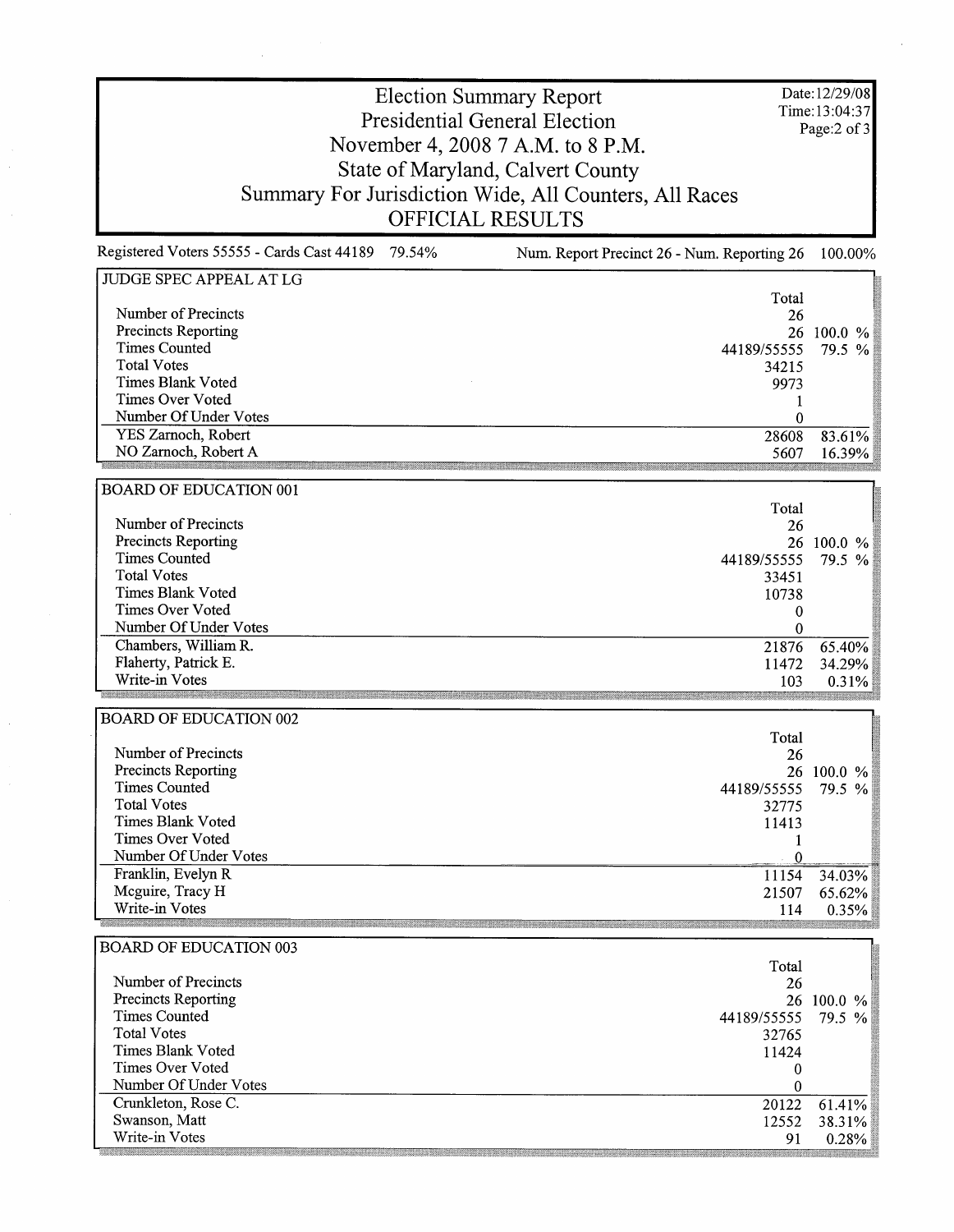# Election Summary Report
## Presidential General Election
## November 4, 2008 7 A.M. to 8 P.M.
## State of Maryland, Calvert County
## Summary For Jurisdiction Wide, All Counters, All Races
## OFFICIAL RESULTS

Date:12/29/08
Time:13:04:37

Registered Voters 55555 - Cards Cast 44189 79.54%    Num. Report Precinct 26 - Num. Reporting 26 100.00%

### JUDGE SPEC APPEAL AT LG

| | Total | |
|---|---|---|
| Number of Precincts | 26 | |
| Precincts Reporting | 26 | 100.0 % |
| Times Counted | 44189/55555 | 79.5 % |
| Total Votes | 34215 | |
| Times Blank Voted | 9973 | |
| Times Over Voted | 1 | |
| Number Of Under Votes | 0 | |
| YES Zarnoch, Robert | 28608 | 83.61% |
| NO Zarnoch, Robert A | 5607 | 16.39% |

### BOARD OF EDUCATION 001

| | Total | |
|---|---|---|
| Number of Precincts | 26 | |
| Precincts Reporting | 26 | 100.0 % |
| Times Counted | 44189/55555 | 79.5 % |
| Total Votes | 33451 | |
| Times Blank Voted | 10738 | |
| Times Over Voted | 0 | |
| Number Of Under Votes | 0 | |
| Chambers, William R. | 21876 | 65.40% |
| Flaherty, Patrick E. | 11472 | 34.29% |
| Write-in Votes | 103 | 0.31% |

### BOARD OF EDUCATION 002

| | Total | |
|---|---|---|
| Number of Precincts | 26 | |
| Precincts Reporting | 26 | 100.0 % |
| Times Counted | 44189/55555 | 79.5 % |
| Total Votes | 32775 | |
| Times Blank Voted | 11413 | |
| Times Over Voted | 1 | |
| Number Of Under Votes | 0 | |
| Franklin, Evelyn R | 11154 | 34.03% |
| Mcguire, Tracy H | 21507 | 65.62% |
| Write-in Votes | 114 | 0.35% |

### BOARD OF EDUCATION 003

| | Total | |
|---|---|---|
| Number of Precincts | 26 | |
| Precincts Reporting | 26 | 100.0 % |
| Times Counted | 44189/55555 | 79.5 % |
| Total Votes | 32765 | |
| Times Blank Voted | 11424 | |
| Times Over Voted | 0 | |
| Number Of Under Votes | 0 | |
| Crunkleton, Rose C. | 20122 | 61.41% |
| Swanson, Matt | 12552 | 38.31% |
| Write-in Votes | 91 | 0.28% |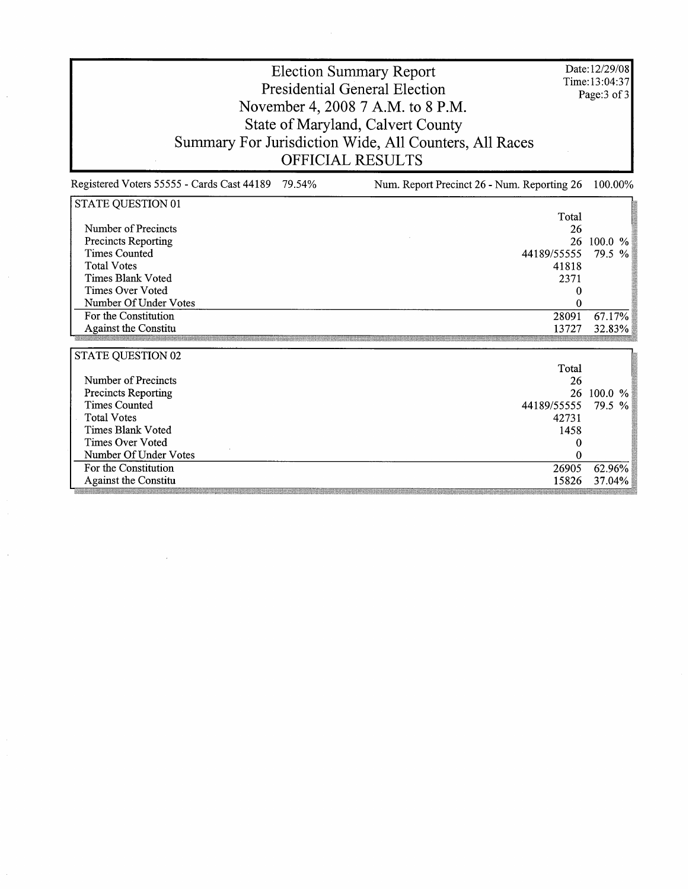# Election Summary Report
## Presidential General Election
## November 4, 2008 7 A.M. to 8 P.M.
## State of Maryland, Calvert County
## Summary For Jurisdiction Wide, All Counters, All Races
## OFFICIAL RESULTS

Date:12/29/08
Time:13:04:37

Registered Voters 55555 - Cards Cast 44189 79.54% Num. Report Precinct 26 - Num. Reporting 26 100.00%

| STATE QUESTION 01 | Total | |
|---|---|---|
| Number of Precincts | 26 | |
| Precincts Reporting | 26 | 100.0 % |
| Times Counted | 44189/55555 | 79.5 % |
| Total Votes | 41818 | |
| Times Blank Voted | 2371 | |
| Times Over Voted | 0 | |
| Number Of Under Votes | 0 | |
| For the Constitution | 28091 | 67.17% |
| Against the Constitu | 13727 | 32.83% |

| STATE QUESTION 02 | Total | |
|---|---|---|
| Number of Precincts | 26 | |
| Precincts Reporting | 26 | 100.0 % |
| Times Counted | 44189/55555 | 79.5 % |
| Total Votes | 42731 | |
| Times Blank Voted | 1458 | |
| Times Over Voted | 0 | |
| Number Of Under Votes | 0 | |
| For the Constitution | 26905 | 62.96% |
| Against the Constitu | 15826 | 37.04% |